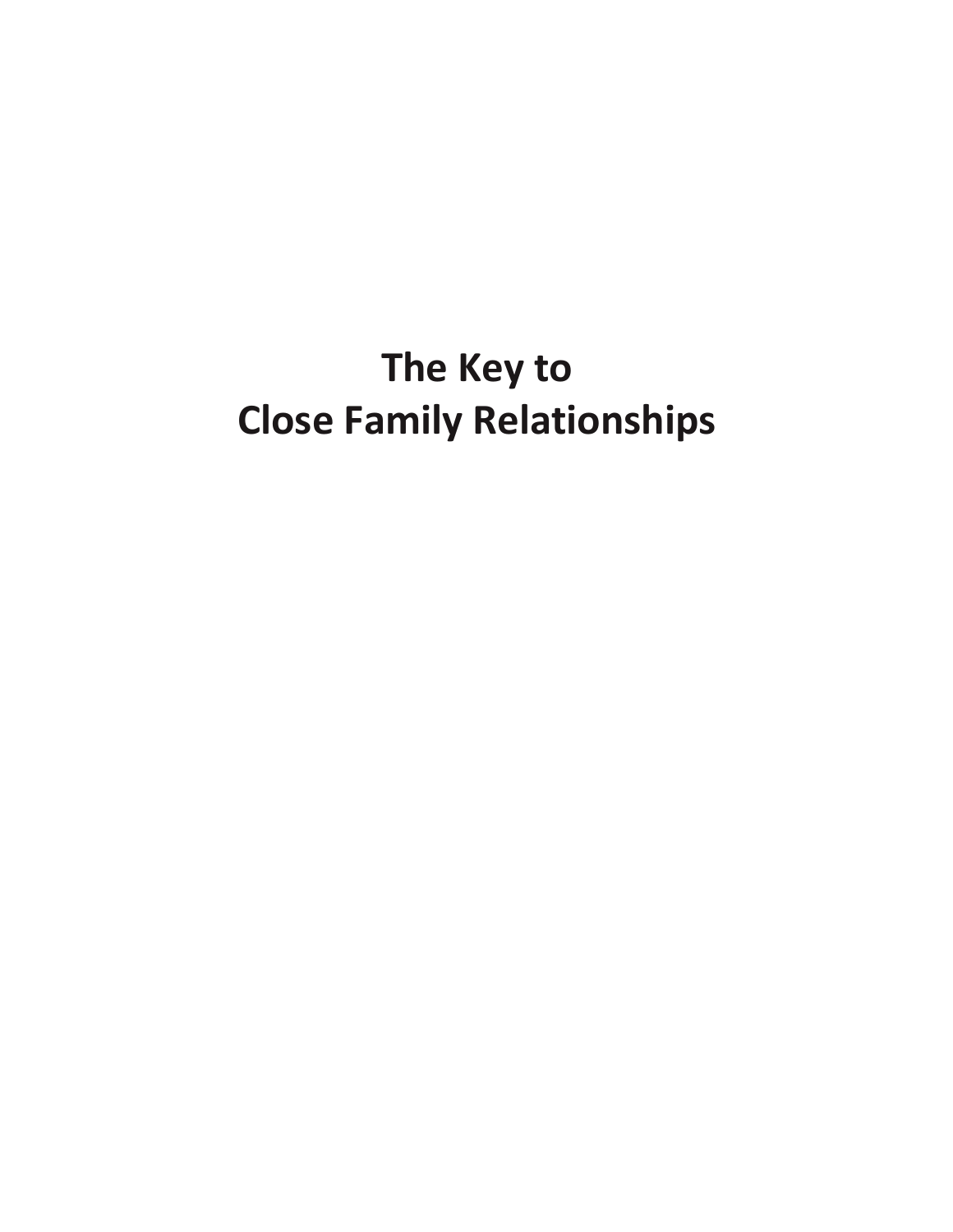# The Key to Close Family Relationships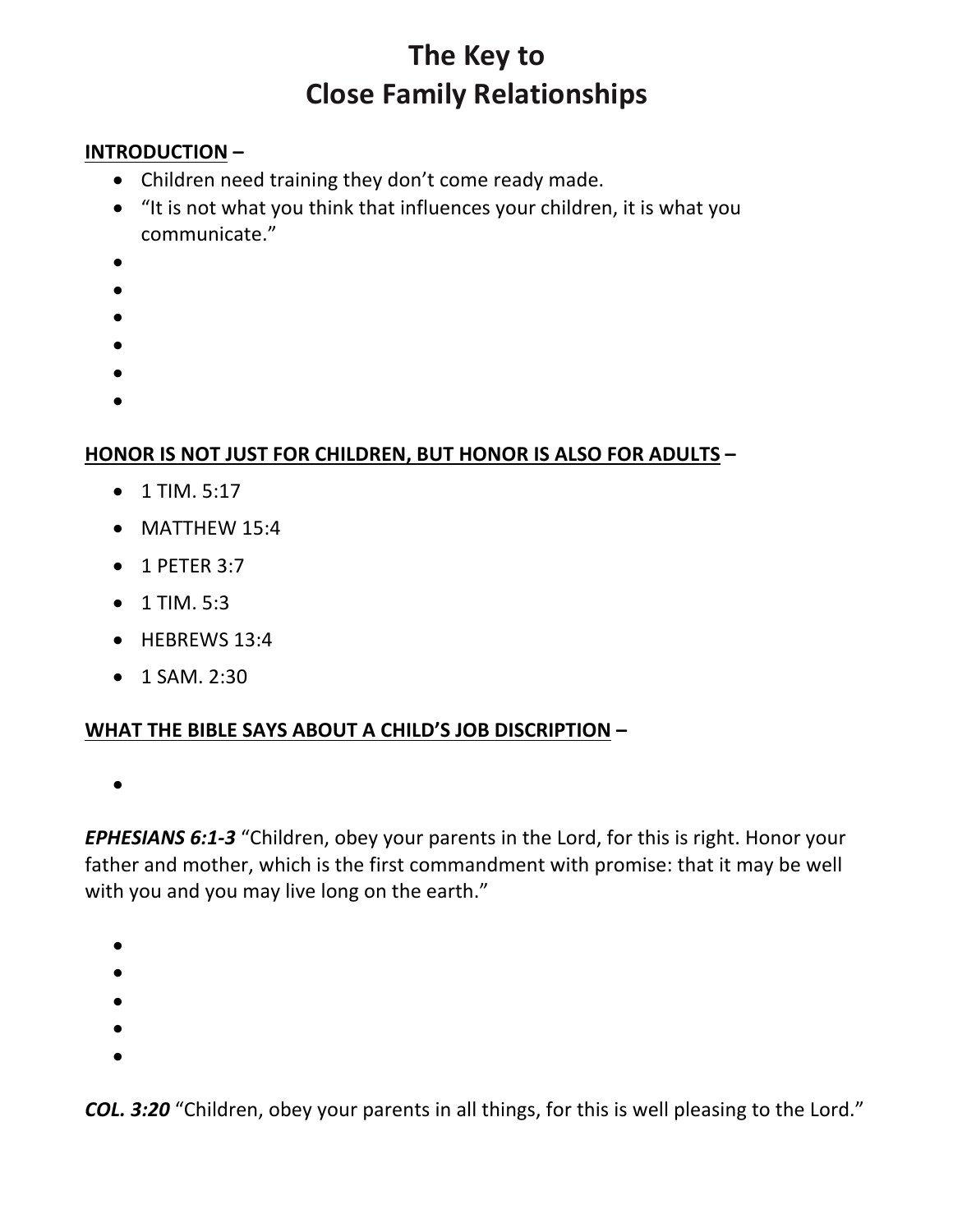# The Key to Close Family Relationships

**INTRODUCTION** –

- Children need training they don't come ready made.
- "It is not what you think that influences your children, it is what you communicate."
-
-
-
-
-
-

**HONOR IS NOT JUST FOR CHILDREN, BUT HONOR IS ALSO FOR ADULTS** –

- 1 TIM. 5:17
- MATTHEW 15:4
- 1 PETER 3:7
- 1 TIM. 5:3
- HEBREWS 13:4
- 1 SAM. 2:30

**WHAT THE BIBLE SAYS ABOUT A CHILD'S JOB DISCRIPTION** –

-

***EPHESIANS 6:1-3*** "Children, obey your parents in the Lord, for this is right. Honor your father and mother, which is the first commandment with promise: that it may be well with you and you may live long on the earth."

-
-
-
-
-

***COL. 3:20*** "Children, obey your parents in all things, for this is well pleasing to the Lord."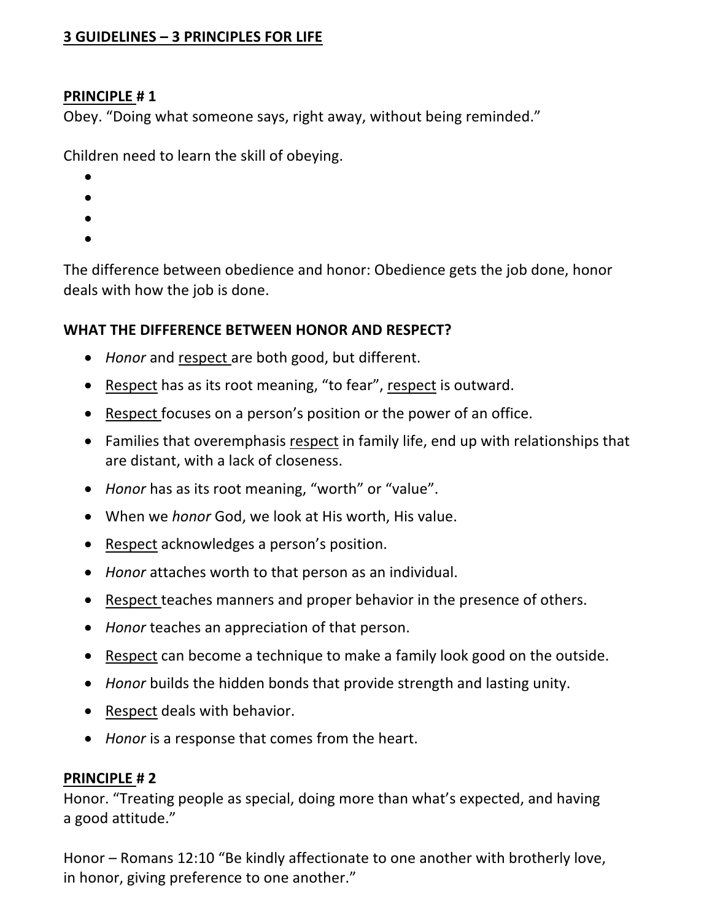**<u>3 GUIDELINES – 3 PRINCIPLES FOR LIFE</u>**

**<u>PRINCIPLE</u> # 1**

Obey. “Doing what someone says, right away, without being reminded.”

Children need to learn the skill of obeying.

- 
- 
- 
- 

The difference between obedience and honor: Obedience gets the job done, honor deals with how the job is done.

**WHAT THE DIFFERENCE BETWEEN HONOR AND RESPECT?**

- *Honor* and <u>respect</u> are both good, but different.
- <u>Respect</u> has as its root meaning, “to fear”, <u>respect</u> is outward.
- <u>Respect</u> focuses on a person’s position or the power of an office.
- Families that overemphasis <u>respect</u> in family life, end up with relationships that are distant, with a lack of closeness.
- *Honor* has as its root meaning, “worth” or “value”.
- When we *honor* God, we look at His worth, His value.
- <u>Respect</u> acknowledges a person’s position.
- *Honor* attaches worth to that person as an individual.
- <u>Respect</u> teaches manners and proper behavior in the presence of others.
- *Honor* teaches an appreciation of that person.
- <u>Respect</u> can become a technique to make a family look good on the outside.
- *Honor* builds the hidden bonds that provide strength and lasting unity.
- <u>Respect</u> deals with behavior.
- *Honor* is a response that comes from the heart.

**<u>PRINCIPLE</u> # 2**

Honor. “Treating people as special, doing more than what’s expected, and having a good attitude.”

Honor – Romans 12:10 “Be kindly affectionate to one another with brotherly love, in honor, giving preference to one another.”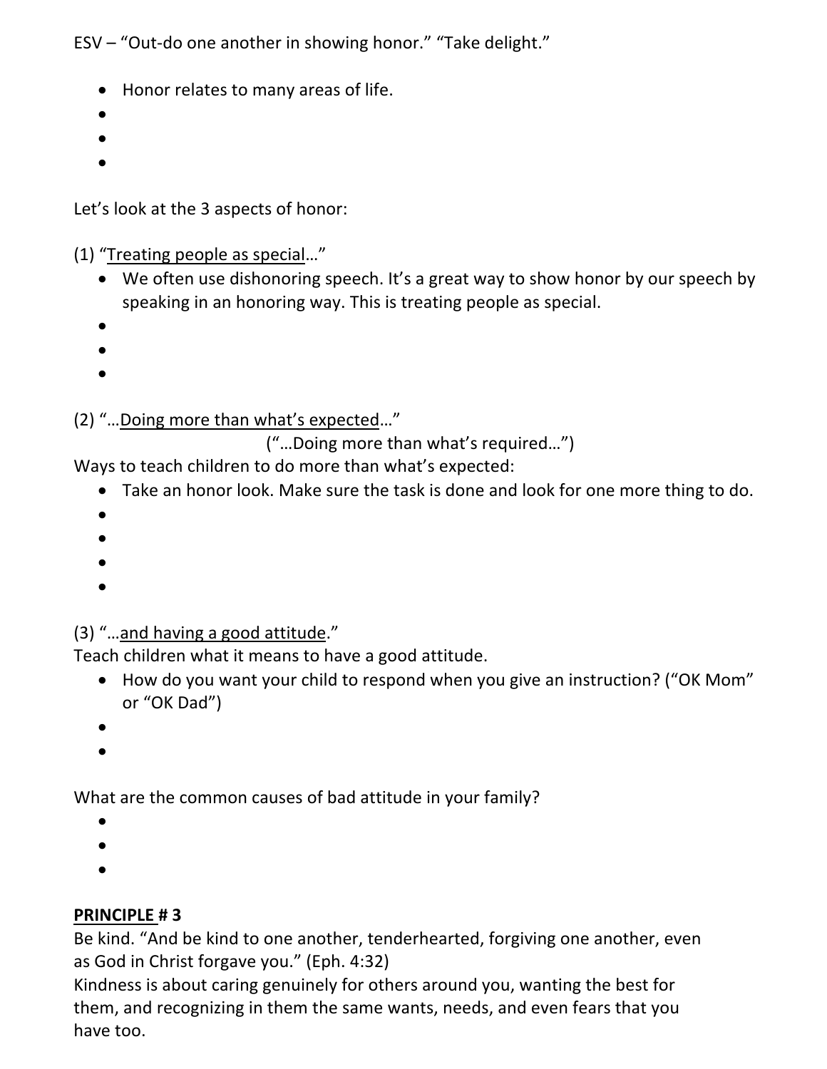ESV – "Out-do one another in showing honor." "Take delight."

- Honor relates to many areas of life.
-
-
-

Let's look at the 3 aspects of honor:

(1) "<u>Treating people as special</u>…"

- We often use dishonoring speech. It's a great way to show honor by our speech by speaking in an honoring way. This is treating people as special.
-
-
-

(2) "…<u>Doing more than what's expected</u>…"

("…Doing more than what's required…")

Ways to teach children to do more than what's expected:

- Take an honor look. Make sure the task is done and look for one more thing to do.
-
-
-
-

(3) "…<u>and having a good attitude</u>."

Teach children what it means to have a good attitude.

- How do you want your child to respond when you give an instruction? ("OK Mom" or "OK Dad")
-
-

What are the common causes of bad attitude in your family?

-
-
-

**<u>PRINCIPLE</u> # 3**

Be kind. "And be kind to one another, tenderhearted, forgiving one another, even as God in Christ forgave you." (Eph. 4:32)

Kindness is about caring genuinely for others around you, wanting the best for them, and recognizing in them the same wants, needs, and even fears that you have too.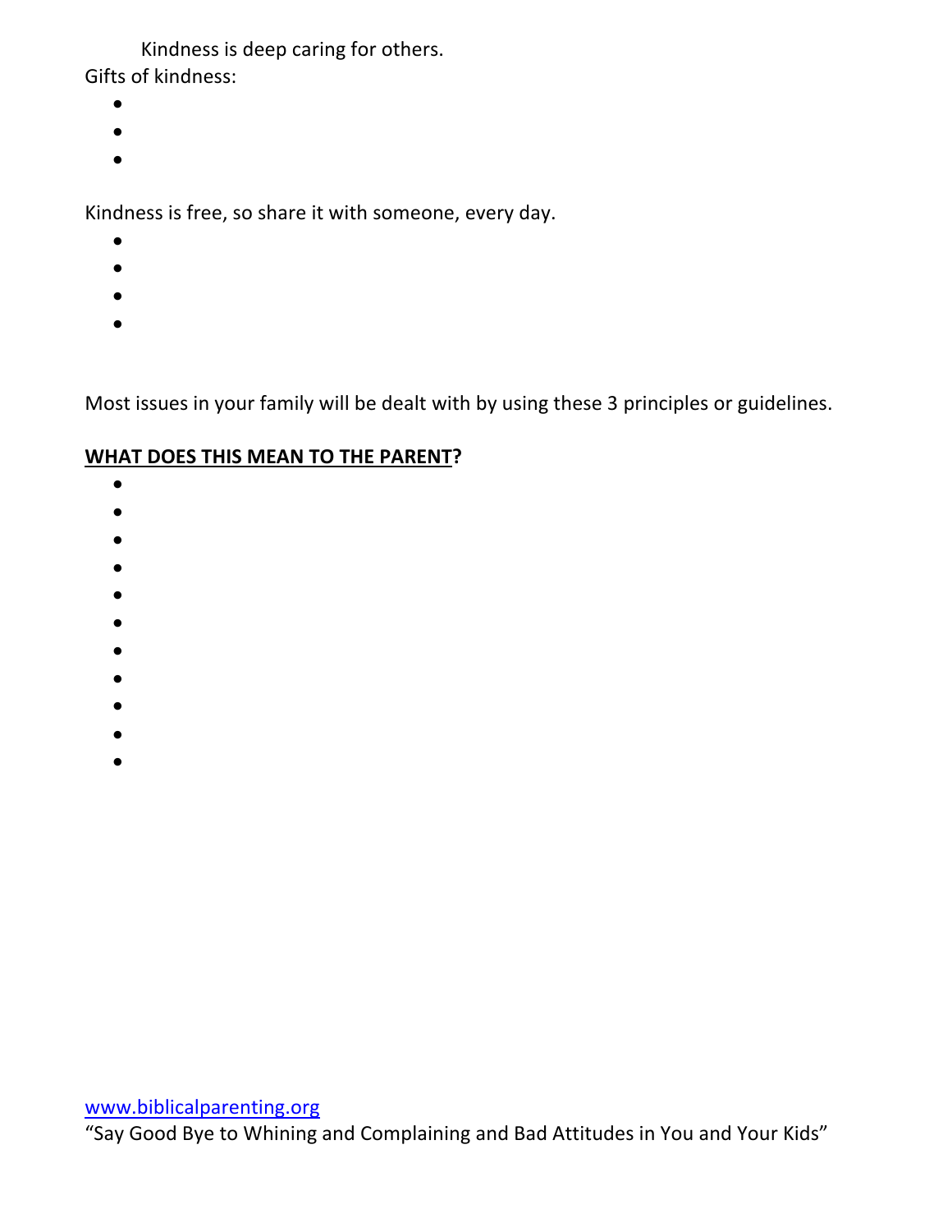Kindness is deep caring for others.

Gifts of kindness:

-
-
-

Kindness is free, so share it with someone, every day.

-
-
-
-

Most issues in your family will be dealt with by using these 3 principles or guidelines.

**<u>WHAT DOES THIS MEAN TO THE PARENT</u>?**

-
-
-
-
-
-
-
-
-
-
-